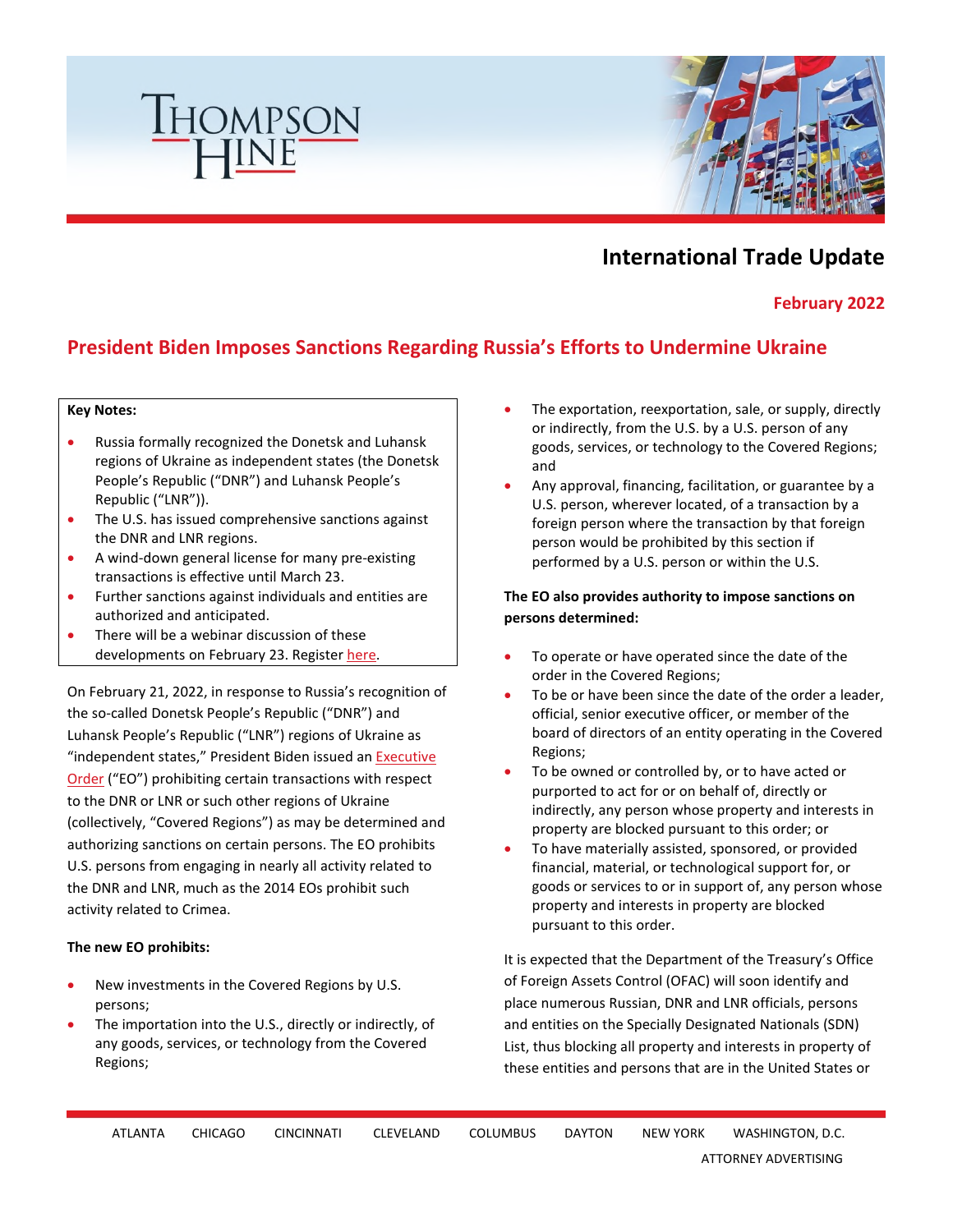# International Trade Update

**February 2022**

## President Biden Imposes Sanctions Regarding Russia's Efforts to Undermine Ukraine

**Key Notes:**

- Russia formally recognized the Donetsk and Luhansk regions of Ukraine as independent states (the Donetsk People's Republic ("DNR") and Luhansk People's Republic ("LNR")).
- The U.S. has issued comprehensive sanctions against the DNR and LNR regions.
- A wind-down general license for many pre-existing transactions is effective until March 23.
- Further sanctions against individuals and entities are authorized and anticipated.
- There will be a webinar discussion of these developments on February 23. Register here.

On February 21, 2022, in response to Russia's recognition of the so-called Donetsk People's Republic ("DNR") and Luhansk People's Republic ("LNR") regions of Ukraine as "independent states," President Biden issued an Executive Order ("EO") prohibiting certain transactions with respect to the DNR or LNR or such other regions of Ukraine (collectively, "Covered Regions") as may be determined and authorizing sanctions on certain persons. The EO prohibits U.S. persons from engaging in nearly all activity related to the DNR and LNR, much as the 2014 EOs prohibit such activity related to Crimea.

**The new EO prohibits:**

- New investments in the Covered Regions by U.S. persons;
- The importation into the U.S., directly or indirectly, of any goods, services, or technology from the Covered Regions;
- The exportation, reexportation, sale, or supply, directly or indirectly, from the U.S. by a U.S. person of any goods, services, or technology to the Covered Regions; and
- Any approval, financing, facilitation, or guarantee by a U.S. person, wherever located, of a transaction by a foreign person where the transaction by that foreign person would be prohibited by this section if performed by a U.S. person or within the U.S.

**The EO also provides authority to impose sanctions on persons determined:**

- To operate or have operated since the date of the order in the Covered Regions;
- To be or have been since the date of the order a leader, official, senior executive officer, or member of the board of directors of an entity operating in the Covered Regions;
- To be owned or controlled by, or to have acted or purported to act for or on behalf of, directly or indirectly, any person whose property and interests in property are blocked pursuant to this order; or
- To have materially assisted, sponsored, or provided financial, material, or technological support for, or goods or services to or in support of, any person whose property and interests in property are blocked pursuant to this order.

It is expected that the Department of the Treasury's Office of Foreign Assets Control (OFAC) will soon identify and place numerous Russian, DNR and LNR officials, persons and entities on the Specially Designated Nationals (SDN) List, thus blocking all property and interests in property of these entities and persons that are in the United States or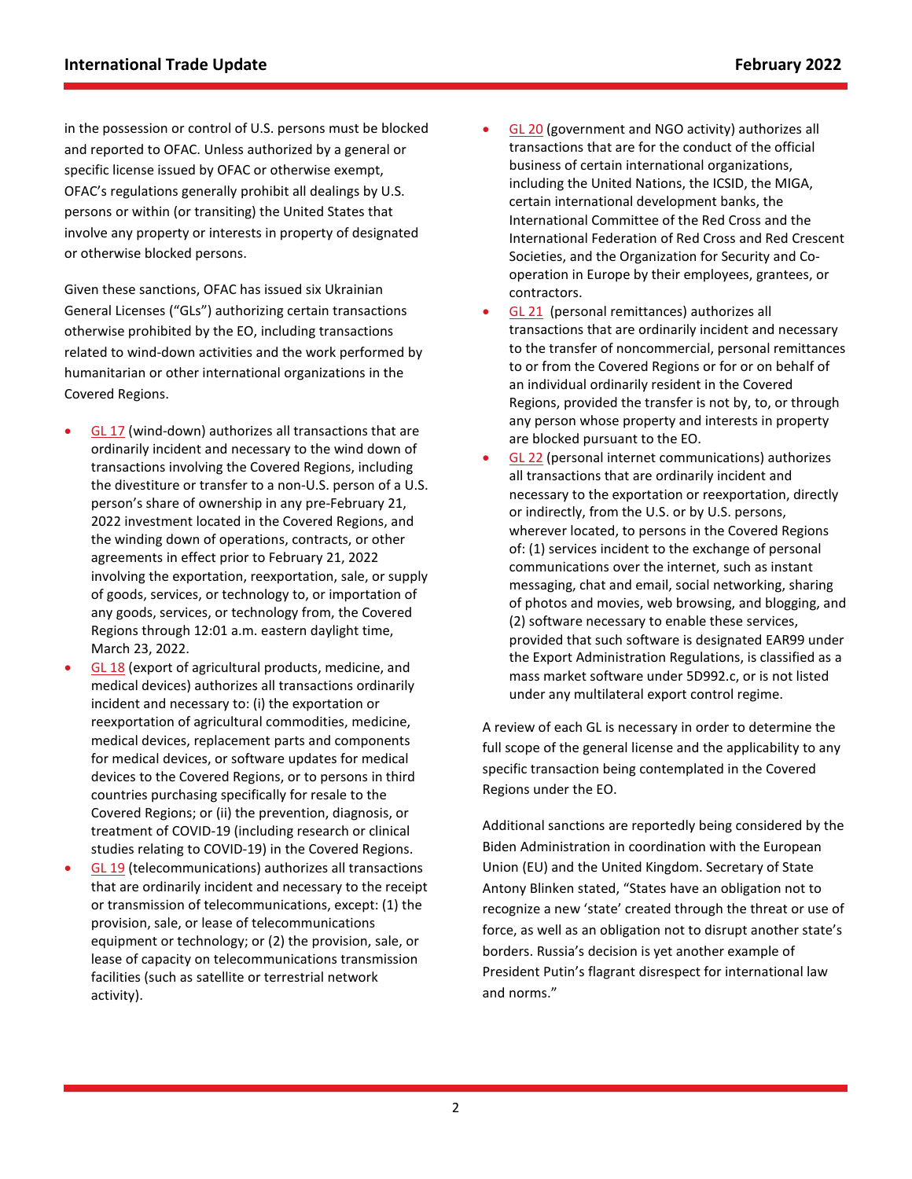in the possession or control of U.S. persons must be blocked and reported to OFAC. Unless authorized by a general or specific license issued by OFAC or otherwise exempt, OFAC's regulations generally prohibit all dealings by U.S. persons or within (or transiting) the United States that involve any property or interests in property of designated or otherwise blocked persons.

Given these sanctions, OFAC has issued six Ukrainian General Licenses ("GLs") authorizing certain transactions otherwise prohibited by the EO, including transactions related to wind-down activities and the work performed by humanitarian or other international organizations in the Covered Regions.

- GL 17 (wind-down) authorizes all transactions that are ordinarily incident and necessary to the wind down of transactions involving the Covered Regions, including the divestiture or transfer to a non-U.S. person of a U.S. person's share of ownership in any pre-February 21, 2022 investment located in the Covered Regions, and the winding down of operations, contracts, or other agreements in effect prior to February 21, 2022 involving the exportation, reexportation, sale, or supply of goods, services, or technology to, or importation of any goods, services, or technology from, the Covered Regions through 12:01 a.m. eastern daylight time, March 23, 2022.
- GL 18 (export of agricultural products, medicine, and medical devices) authorizes all transactions ordinarily incident and necessary to: (i) the exportation or reexportation of agricultural commodities, medicine, medical devices, replacement parts and components for medical devices, or software updates for medical devices to the Covered Regions, or to persons in third countries purchasing specifically for resale to the Covered Regions; or (ii) the prevention, diagnosis, or treatment of COVID-19 (including research or clinical studies relating to COVID-19) in the Covered Regions.
- GL 19 (telecommunications) authorizes all transactions that are ordinarily incident and necessary to the receipt or transmission of telecommunications, except: (1) the provision, sale, or lease of telecommunications equipment or technology; or (2) the provision, sale, or lease of capacity on telecommunications transmission facilities (such as satellite or terrestrial network activity).
- GL 20 (government and NGO activity) authorizes all transactions that are for the conduct of the official business of certain international organizations, including the United Nations, the ICSID, the MIGA, certain international development banks, the International Committee of the Red Cross and the International Federation of Red Cross and Red Crescent Societies, and the Organization for Security and Co-operation in Europe by their employees, grantees, or contractors.
- GL 21 (personal remittances) authorizes all transactions that are ordinarily incident and necessary to the transfer of noncommercial, personal remittances to or from the Covered Regions or for or on behalf of an individual ordinarily resident in the Covered Regions, provided the transfer is not by, to, or through any person whose property and interests in property are blocked pursuant to the EO.
- GL 22 (personal internet communications) authorizes all transactions that are ordinarily incident and necessary to the exportation or reexportation, directly or indirectly, from the U.S. or by U.S. persons, wherever located, to persons in the Covered Regions of: (1) services incident to the exchange of personal communications over the internet, such as instant messaging, chat and email, social networking, sharing of photos and movies, web browsing, and blogging, and (2) software necessary to enable these services, provided that such software is designated EAR99 under the Export Administration Regulations, is classified as a mass market software under 5D992.c, or is not listed under any multilateral export control regime.

A review of each GL is necessary in order to determine the full scope of the general license and the applicability to any specific transaction being contemplated in the Covered Regions under the EO.

Additional sanctions are reportedly being considered by the Biden Administration in coordination with the European Union (EU) and the United Kingdom. Secretary of State Antony Blinken stated, "States have an obligation not to recognize a new 'state' created through the threat or use of force, as well as an obligation not to disrupt another state's borders. Russia's decision is yet another example of President Putin's flagrant disrespect for international law and norms."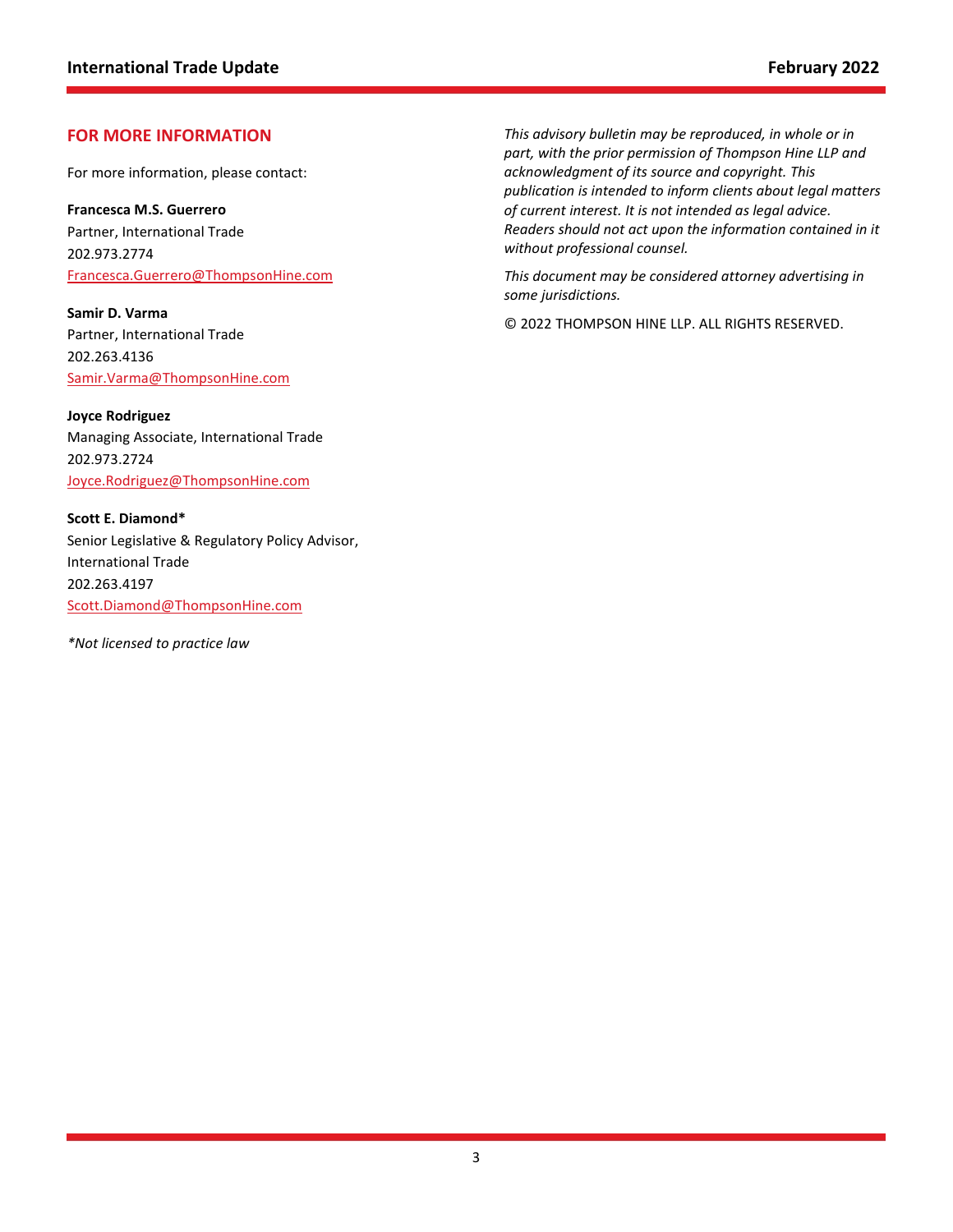## FOR MORE INFORMATION

For more information, please contact:

**Francesca M.S. Guerrero**
Partner, International Trade
202.973.2774
Francesca.Guerrero@ThompsonHine.com

**Samir D. Varma**
Partner, International Trade
202.263.4136
Samir.Varma@ThompsonHine.com

**Joyce Rodriguez**
Managing Associate, International Trade
202.973.2724
Joyce.Rodriguez@ThompsonHine.com

**Scott E. Diamond***
Senior Legislative & Regulatory Policy Advisor, International Trade
202.263.4197
Scott.Diamond@ThompsonHine.com

*\*Not licensed to practice law*

*This advisory bulletin may be reproduced, in whole or in part, with the prior permission of Thompson Hine LLP and acknowledgment of its source and copyright. This publication is intended to inform clients about legal matters of current interest. It is not intended as legal advice. Readers should not act upon the information contained in it without professional counsel.*

*This document may be considered attorney advertising in some jurisdictions.*

© 2022 THOMPSON HINE LLP. ALL RIGHTS RESERVED.